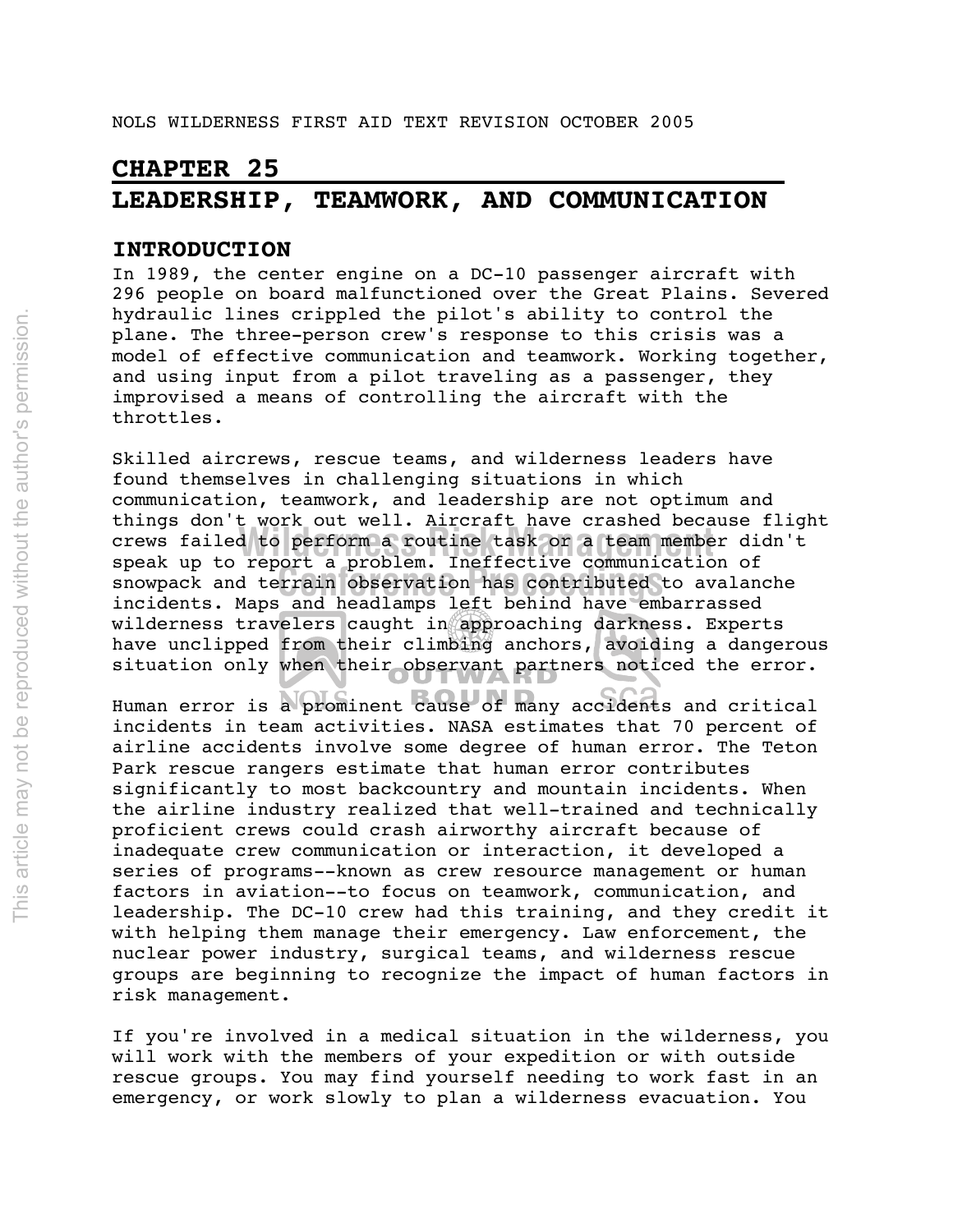NOLS WILDERNESS FIRST AID TEXT REVISION OCTOBER 2005

# CHAPTER 25
# LEADERSHIP, TEAMWORK, AND COMMUNICATION

## INTRODUCTION

In 1989, the center engine on a DC-10 passenger aircraft with 296 people on board malfunctioned over the Great Plains. Severed hydraulic lines crippled the pilot's ability to control the plane. The three-person crew's response to this crisis was a model of effective communication and teamwork. Working together, and using input from a pilot traveling as a passenger, they improvised a means of controlling the aircraft with the throttles.

Skilled aircrews, rescue teams, and wilderness leaders have found themselves in challenging situations in which communication, teamwork, and leadership are not optimum and things don't work out well. Aircraft have crashed because flight crews failed to perform a routine task or a team member didn't speak up to report a problem. Ineffective communication of snowpack and terrain observation has contributed to avalanche incidents. Maps and headlamps left behind have embarrassed wilderness travelers caught in approaching darkness. Experts have unclipped from their climbing anchors, avoiding a dangerous situation only when their observant partners noticed the error.

Human error is a prominent cause of many accidents and critical incidents in team activities. NASA estimates that 70 percent of airline accidents involve some degree of human error. The Teton Park rescue rangers estimate that human error contributes significantly to most backcountry and mountain incidents. When the airline industry realized that well-trained and technically proficient crews could crash airworthy aircraft because of inadequate crew communication or interaction, it developed a series of programs--known as crew resource management or human factors in aviation--to focus on teamwork, communication, and leadership. The DC-10 crew had this training, and they credit it with helping them manage their emergency. Law enforcement, the nuclear power industry, surgical teams, and wilderness rescue groups are beginning to recognize the impact of human factors in risk management.

If you're involved in a medical situation in the wilderness, you will work with the members of your expedition or with outside rescue groups. You may find yourself needing to work fast in an emergency, or work slowly to plan a wilderness evacuation. You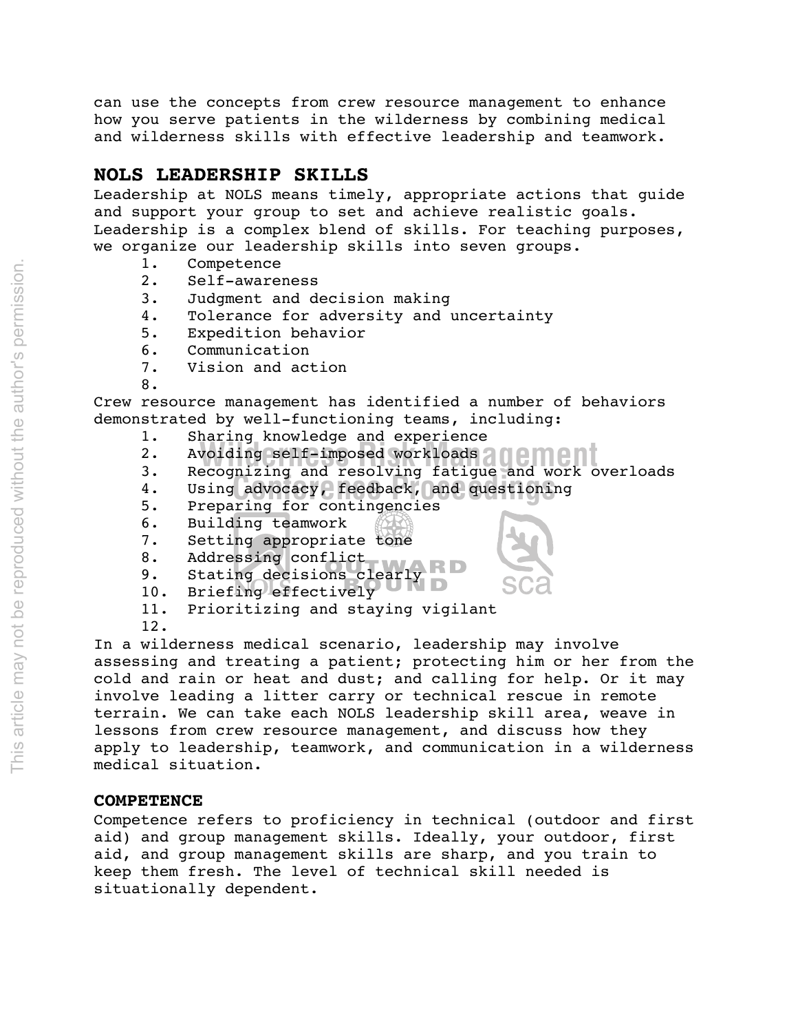can use the concepts from crew resource management to enhance how you serve patients in the wilderness by combining medical and wilderness skills with effective leadership and teamwork.

## NOLS LEADERSHIP SKILLS

Leadership at NOLS means timely, appropriate actions that guide and support your group to set and achieve realistic goals. Leadership is a complex blend of skills. For teaching purposes, we organize our leadership skills into seven groups.

1. Competence
2. Self-awareness
3. Judgment and decision making
4. Tolerance for adversity and uncertainty
5. Expedition behavior
6. Communication
7. Vision and action
8. 

Crew resource management has identified a number of behaviors demonstrated by well-functioning teams, including:

1. Sharing knowledge and experience
2. Avoiding self-imposed workloads
3. Recognizing and resolving fatigue and work overloads
4. Using advocacy, feedback, and questioning
5. Preparing for contingencies
6. Building teamwork
7. Setting appropriate tone
8. Addressing conflict
9. Stating decisions clearly
10. Briefing effectively
11. Prioritizing and staying vigilant
12. 

In a wilderness medical scenario, leadership may involve assessing and treating a patient; protecting him or her from the cold and rain or heat and dust; and calling for help. Or it may involve leading a litter carry or technical rescue in remote terrain. We can take each NOLS leadership skill area, weave in lessons from crew resource management, and discuss how they apply to leadership, teamwork, and communication in a wilderness medical situation.

### COMPETENCE

Competence refers to proficiency in technical (outdoor and first aid) and group management skills. Ideally, your outdoor, first aid, and group management skills are sharp, and you train to keep them fresh. The level of technical skill needed is situationally dependent.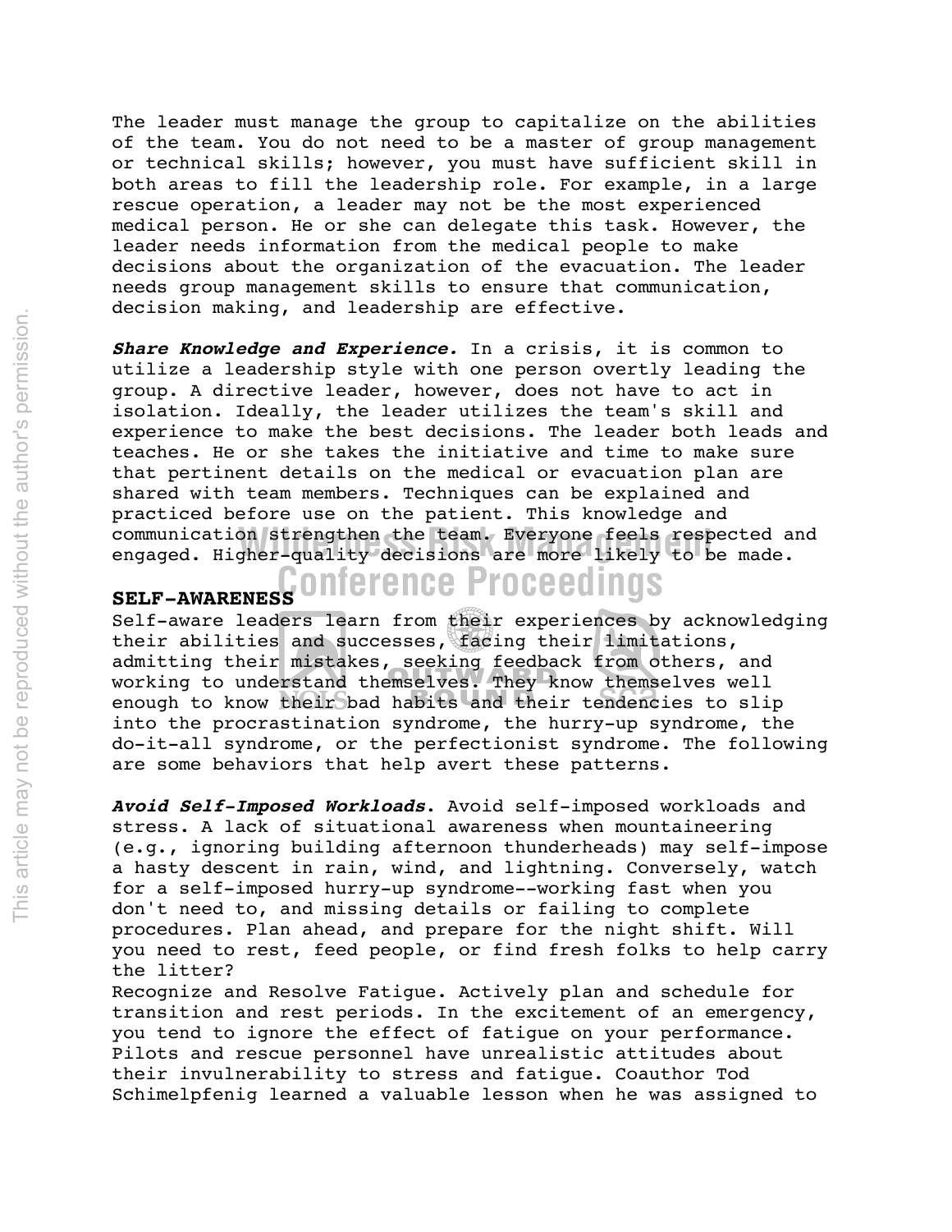The leader must manage the group to capitalize on the abilities of the team. You do not need to be a master of group management or technical skills; however, you must have sufficient skill in both areas to fill the leadership role. For example, in a large rescue operation, a leader may not be the most experienced medical person. He or she can delegate this task. However, the leader needs information from the medical people to make decisions about the organization of the evacuation. The leader needs group management skills to ensure that communication, decision making, and leadership are effective.

***Share Knowledge and Experience.*** In a crisis, it is common to utilize a leadership style with one person overtly leading the group. A directive leader, however, does not have to act in isolation. Ideally, the leader utilizes the team's skill and experience to make the best decisions. The leader both leads and teaches. He or she takes the initiative and time to make sure that pertinent details on the medical or evacuation plan are shared with team members. Techniques can be explained and practiced before use on the patient. This knowledge and communication strengthen the team. Everyone feels respected and engaged. Higher-quality decisions are more likely to be made.

## SELF-AWARENESS

Self-aware leaders learn from their experiences by acknowledging their abilities and successes, facing their limitations, admitting their mistakes, seeking feedback from others, and working to understand themselves. They know themselves well enough to know their bad habits and their tendencies to slip into the procrastination syndrome, the hurry-up syndrome, the do-it-all syndrome, or the perfectionist syndrome. The following are some behaviors that help avert these patterns.

***Avoid Self-Imposed Workloads.*** Avoid self-imposed workloads and stress. A lack of situational awareness when mountaineering (e.g., ignoring building afternoon thunderheads) may self-impose a hasty descent in rain, wind, and lightning. Conversely, watch for a self-imposed hurry-up syndrome--working fast when you don't need to, and missing details or failing to complete procedures. Plan ahead, and prepare for the night shift. Will you need to rest, feed people, or find fresh folks to help carry the litter?

Recognize and Resolve Fatigue. Actively plan and schedule for transition and rest periods. In the excitement of an emergency, you tend to ignore the effect of fatigue on your performance. Pilots and rescue personnel have unrealistic attitudes about their invulnerability to stress and fatigue. Coauthor Tod Schimelpfenig learned a valuable lesson when he was assigned to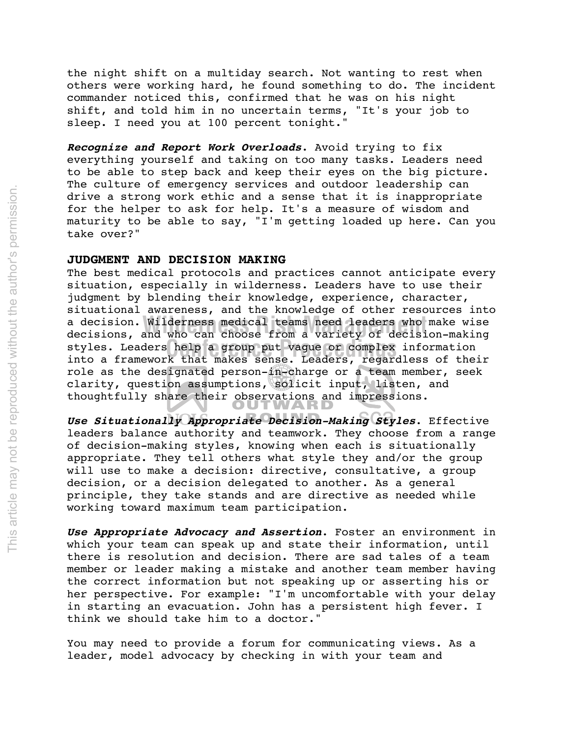the night shift on a multiday search. Not wanting to rest when others were working hard, he found something to do. The incident commander noticed this, confirmed that he was on his night shift, and told him in no uncertain terms, "It's your job to sleep. I need you at 100 percent tonight."

***Recognize and Report Work Overloads***. Avoid trying to fix everything yourself and taking on too many tasks. Leaders need to be able to step back and keep their eyes on the big picture. The culture of emergency services and outdoor leadership can drive a strong work ethic and a sense that it is inappropriate for the helper to ask for help. It's a measure of wisdom and maturity to be able to say, "I'm getting loaded up here. Can you take over?"

## JUDGMENT AND DECISION MAKING

The best medical protocols and practices cannot anticipate every situation, especially in wilderness. Leaders have to use their judgment by blending their knowledge, experience, character, situational awareness, and the knowledge of other resources into a decision. Wilderness medical teams need leaders who make wise decisions, and who can choose from a variety of decision-making styles. Leaders help a group put vague or complex information into a framework that makes sense. Leaders, regardless of their role as the designated person-in-charge or a team member, seek clarity, question assumptions, solicit input, listen, and thoughtfully share their observations and impressions.

***Use Situationally Appropriate Decision-Making Styles***. Effective leaders balance authority and teamwork. They choose from a range of decision-making styles, knowing when each is situationally appropriate. They tell others what style they and/or the group will use to make a decision: directive, consultative, a group decision, or a decision delegated to another. As a general principle, they take stands and are directive as needed while working toward maximum team participation.

***Use Appropriate Advocacy and Assertion***. Foster an environment in which your team can speak up and state their information, until there is resolution and decision. There are sad tales of a team member or leader making a mistake and another team member having the correct information but not speaking up or asserting his or her perspective. For example: "I'm uncomfortable with your delay in starting an evacuation. John has a persistent high fever. I think we should take him to a doctor."

You may need to provide a forum for communicating views. As a leader, model advocacy by checking in with your team and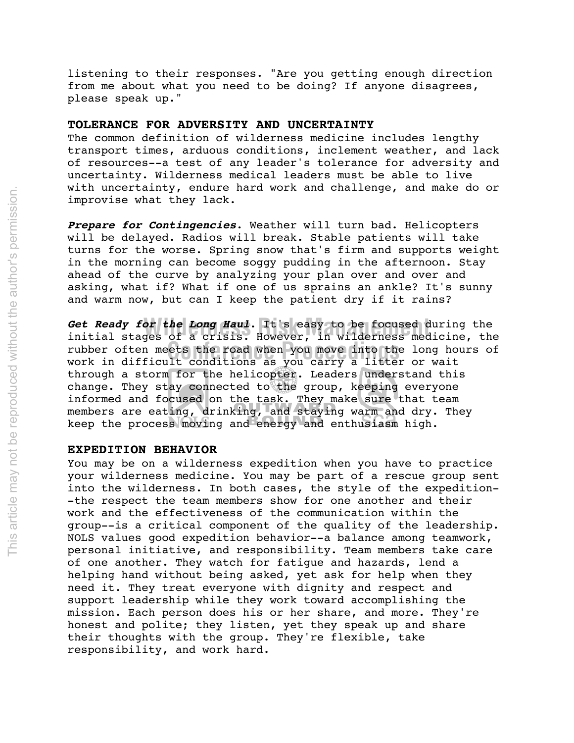listening to their responses. "Are you getting enough direction from me about what you need to be doing? If anyone disagrees, please speak up."

## TOLERANCE FOR ADVERSITY AND UNCERTAINTY

The common definition of wilderness medicine includes lengthy transport times, arduous conditions, inclement weather, and lack of resources--a test of any leader's tolerance for adversity and uncertainty. Wilderness medical leaders must be able to live with uncertainty, endure hard work and challenge, and make do or improvise what they lack.

***Prepare for Contingencies***. Weather will turn bad. Helicopters will be delayed. Radios will break. Stable patients will take turns for the worse. Spring snow that's firm and supports weight in the morning can become soggy pudding in the afternoon. Stay ahead of the curve by analyzing your plan over and over and asking, what if? What if one of us sprains an ankle? It's sunny and warm now, but can I keep the patient dry if it rains?

***Get Ready for the Long Haul***. It's easy to be focused during the initial stages of a crisis. However, in wilderness medicine, the rubber often meets the road when you move into the long hours of work in difficult conditions as you carry a litter or wait through a storm for the helicopter. Leaders understand this change. They stay connected to the group, keeping everyone informed and focused on the task. They make sure that team members are eating, drinking, and staying warm and dry. They keep the process moving and energy and enthusiasm high.

## EXPEDITION BEHAVIOR

You may be on a wilderness expedition when you have to practice your wilderness medicine. You may be part of a rescue group sent into the wilderness. In both cases, the style of the expedition--the respect the team members show for one another and their work and the effectiveness of the communication within the group--is a critical component of the quality of the leadership. NOLS values good expedition behavior--a balance among teamwork, personal initiative, and responsibility. Team members take care of one another. They watch for fatigue and hazards, lend a helping hand without being asked, yet ask for help when they need it. They treat everyone with dignity and respect and support leadership while they work toward accomplishing the mission. Each person does his or her share, and more. They're honest and polite; they listen, yet they speak up and share their thoughts with the group. They're flexible, take responsibility, and work hard.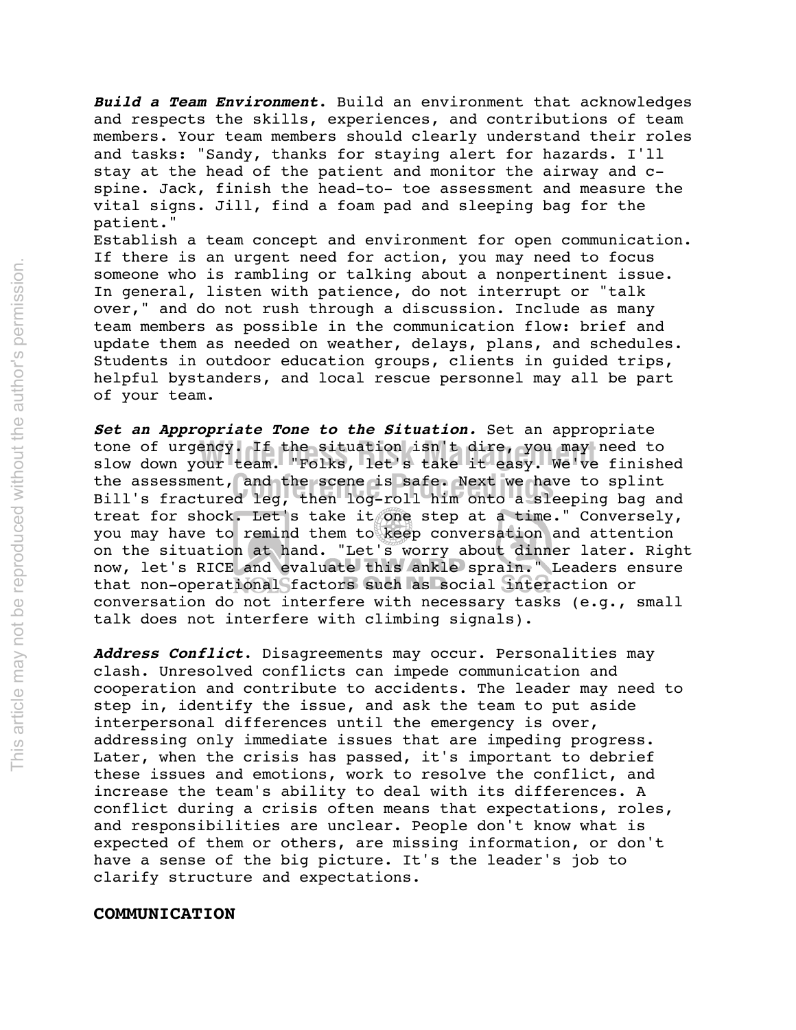***Build a Team Environment.*** Build an environment that acknowledges and respects the skills, experiences, and contributions of team members. Your team members should clearly understand their roles and tasks: "Sandy, thanks for staying alert for hazards. I'll stay at the head of the patient and monitor the airway and c-spine. Jack, finish the head-to- toe assessment and measure the vital signs. Jill, find a foam pad and sleeping bag for the patient."

Establish a team concept and environment for open communication. If there is an urgent need for action, you may need to focus someone who is rambling or talking about a nonpertinent issue. In general, listen with patience, do not interrupt or "talk over," and do not rush through a discussion. Include as many team members as possible in the communication flow: brief and update them as needed on weather, delays, plans, and schedules. Students in outdoor education groups, clients in guided trips, helpful bystanders, and local rescue personnel may all be part of your team.

***Set an Appropriate Tone to the Situation.*** Set an appropriate tone of urgency. If the situation isn't dire, you may need to slow down your team. "Folks, let's take it easy. We've finished the assessment, and the scene is safe. Next we have to splint Bill's fractured leg, then log-roll him onto a sleeping bag and treat for shock. Let's take it one step at a time." Conversely, you may have to remind them to keep conversation and attention on the situation at hand. "Let's worry about dinner later. Right now, let's RICE and evaluate this ankle sprain." Leaders ensure that non-operational factors such as social interaction or conversation do not interfere with necessary tasks (e.g., small talk does not interfere with climbing signals).

***Address Conflict.*** Disagreements may occur. Personalities may clash. Unresolved conflicts can impede communication and cooperation and contribute to accidents. The leader may need to step in, identify the issue, and ask the team to put aside interpersonal differences until the emergency is over, addressing only immediate issues that are impeding progress. Later, when the crisis has passed, it's important to debrief these issues and emotions, work to resolve the conflict, and increase the team's ability to deal with its differences. A conflict during a crisis often means that expectations, roles, and responsibilities are unclear. People don't know what is expected of them or others, are missing information, or don't have a sense of the big picture. It's the leader's job to clarify structure and expectations.

## COMMUNICATION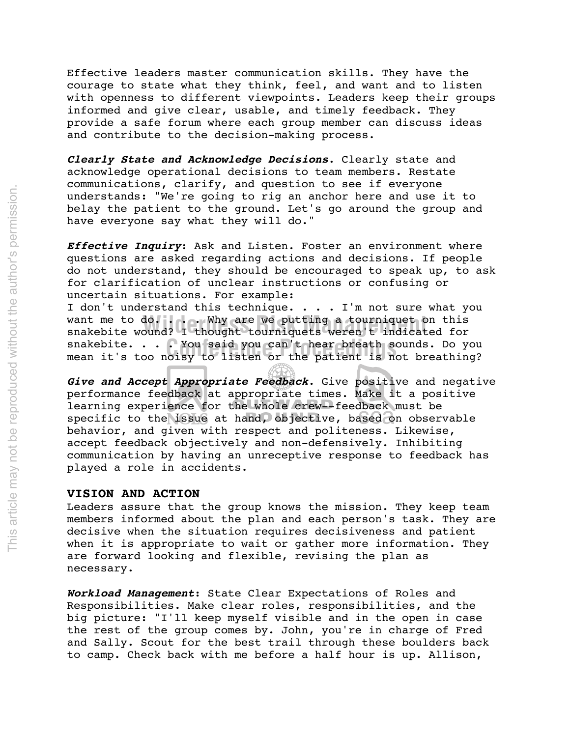Effective leaders master communication skills. They have the courage to state what they think, feel, and want and to listen with openness to different viewpoints. Leaders keep their groups informed and give clear, usable, and timely feedback. They provide a safe forum where each group member can discuss ideas and contribute to the decision-making process.

***Clearly State and Acknowledge Decisions***. Clearly state and acknowledge operational decisions to team members. Restate communications, clarify, and question to see if everyone understands: "We're going to rig an anchor here and use it to belay the patient to the ground. Let's go around the group and have everyone say what they will do."

***Effective Inquiry***: Ask and Listen. Foster an environment where questions are asked regarding actions and decisions. If people do not understand, they should be encouraged to speak up, to ask for clarification of unclear instructions or confusing or uncertain situations. For example:
I don't understand this technique. . . . I'm not sure what you want me to do. . . . Why are we putting a tourniquet on this snakebite wound? I thought tourniquets weren't indicated for snakebite. . . . You said you can't hear breath sounds. Do you mean it's too noisy to listen or the patient is not breathing?

***Give and Accept Appropriate Feedback***. Give positive and negative performance feedback at appropriate times. Make it a positive learning experience for the whole crew--feedback must be specific to the issue at hand, objective, based on observable behavior, and given with respect and politeness. Likewise, accept feedback objectively and non-defensively. Inhibiting communication by having an unreceptive response to feedback has played a role in accidents.

## VISION AND ACTION

Leaders assure that the group knows the mission. They keep team members informed about the plan and each person's task. They are decisive when the situation requires decisiveness and patient when it is appropriate to wait or gather more information. They are forward looking and flexible, revising the plan as necessary.

***Workload Management***: State Clear Expectations of Roles and Responsibilities. Make clear roles, responsibilities, and the big picture: "I'll keep myself visible and in the open in case the rest of the group comes by. John, you're in charge of Fred and Sally. Scout for the best trail through these boulders back to camp. Check back with me before a half hour is up. Allison,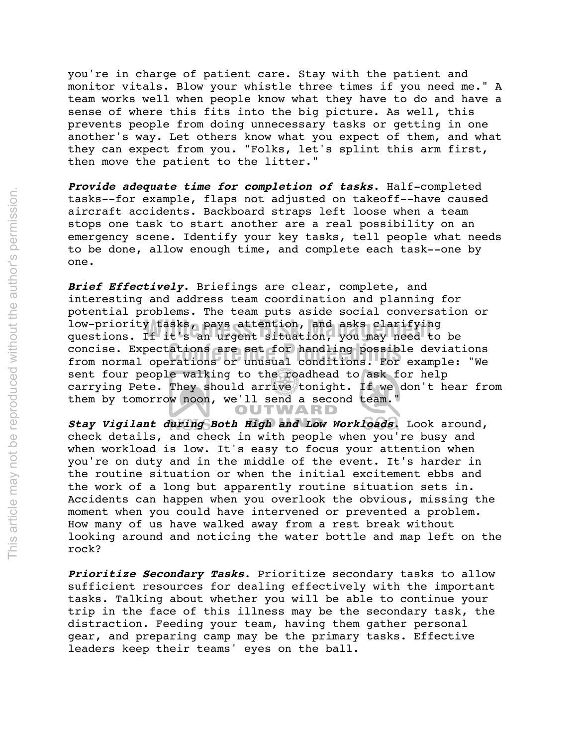you're in charge of patient care. Stay with the patient and monitor vitals. Blow your whistle three times if you need me." A team works well when people know what they have to do and have a sense of where this fits into the big picture. As well, this prevents people from doing unnecessary tasks or getting in one another's way. Let others know what you expect of them, and what they can expect from you. "Folks, let's splint this arm first, then move the patient to the litter."

***Provide adequate time for completion of tasks.*** Half-completed tasks--for example, flaps not adjusted on takeoff--have caused aircraft accidents. Backboard straps left loose when a team stops one task to start another are a real possibility on an emergency scene. Identify your key tasks, tell people what needs to be done, allow enough time, and complete each task--one by one.

***Brief Effectively.*** Briefings are clear, complete, and interesting and address team coordination and planning for potential problems. The team puts aside social conversation or low-priority tasks, pays attention, and asks clarifying questions. If it's an urgent situation, you may need to be concise. Expectations are set for handling possible deviations from normal operations or unusual conditions. For example: "We sent four people walking to the roadhead to ask for help carrying Pete. They should arrive tonight. If we don't hear from them by tomorrow noon, we'll send a second team."

***Stay Vigilant during Both High and Low Workloads.*** Look around, check details, and check in with people when you're busy and when workload is low. It's easy to focus your attention when you're on duty and in the middle of the event. It's harder in the routine situation or when the initial excitement ebbs and the work of a long but apparently routine situation sets in. Accidents can happen when you overlook the obvious, missing the moment when you could have intervened or prevented a problem. How many of us have walked away from a rest break without looking around and noticing the water bottle and map left on the rock?

***Prioritize Secondary Tasks.*** Prioritize secondary tasks to allow sufficient resources for dealing effectively with the important tasks. Talking about whether you will be able to continue your trip in the face of this illness may be the secondary task, the distraction. Feeding your team, having them gather personal gear, and preparing camp may be the primary tasks. Effective leaders keep their teams' eyes on the ball.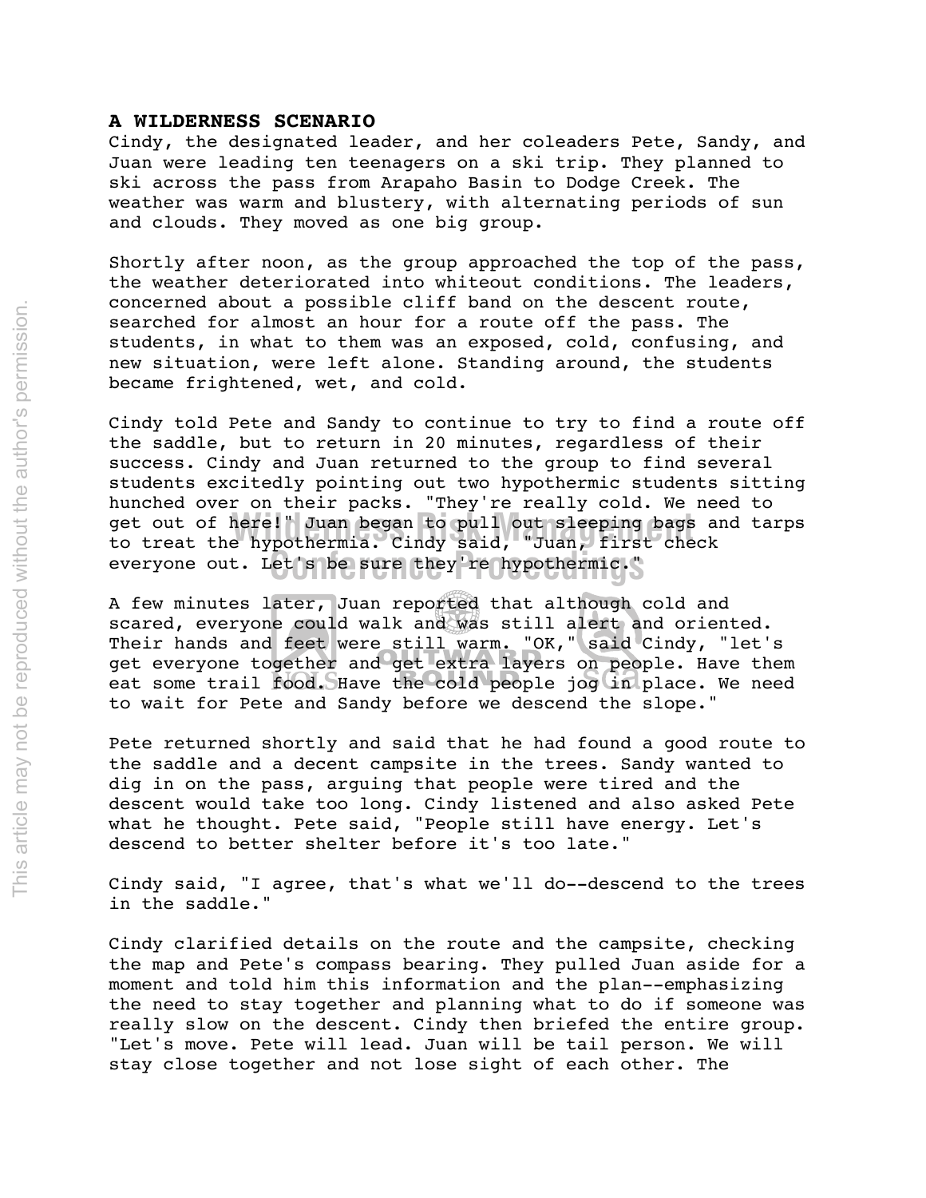### A WILDERNESS SCENARIO

Cindy, the designated leader, and her coleaders Pete, Sandy, and Juan were leading ten teenagers on a ski trip. They planned to ski across the pass from Arapaho Basin to Dodge Creek. The weather was warm and blustery, with alternating periods of sun and clouds. They moved as one big group.

Shortly after noon, as the group approached the top of the pass, the weather deteriorated into whiteout conditions. The leaders, concerned about a possible cliff band on the descent route, searched for almost an hour for a route off the pass. The students, in what to them was an exposed, cold, confusing, and new situation, were left alone. Standing around, the students became frightened, wet, and cold.

Cindy told Pete and Sandy to continue to try to find a route off the saddle, but to return in 20 minutes, regardless of their success. Cindy and Juan returned to the group to find several students excitedly pointing out two hypothermic students sitting hunched over on their packs. "They're really cold. We need to get out of here!" Juan began to pull out sleeping bags and tarps to treat the hypothermia. Cindy said, "Juan, first check everyone out. Let's be sure they're hypothermic."

A few minutes later, Juan reported that although cold and scared, everyone could walk and was still alert and oriented. Their hands and feet were still warm. "OK," said Cindy, "let's get everyone together and get extra layers on people. Have them eat some trail food. Have the cold people jog in place. We need to wait for Pete and Sandy before we descend the slope."

Pete returned shortly and said that he had found a good route to the saddle and a decent campsite in the trees. Sandy wanted to dig in on the pass, arguing that people were tired and the descent would take too long. Cindy listened and also asked Pete what he thought. Pete said, "People still have energy. Let's descend to better shelter before it's too late."

Cindy said, "I agree, that's what we'll do--descend to the trees in the saddle."

Cindy clarified details on the route and the campsite, checking the map and Pete's compass bearing. They pulled Juan aside for a moment and told him this information and the plan--emphasizing the need to stay together and planning what to do if someone was really slow on the descent. Cindy then briefed the entire group. "Let's move. Pete will lead. Juan will be tail person. We will stay close together and not lose sight of each other. The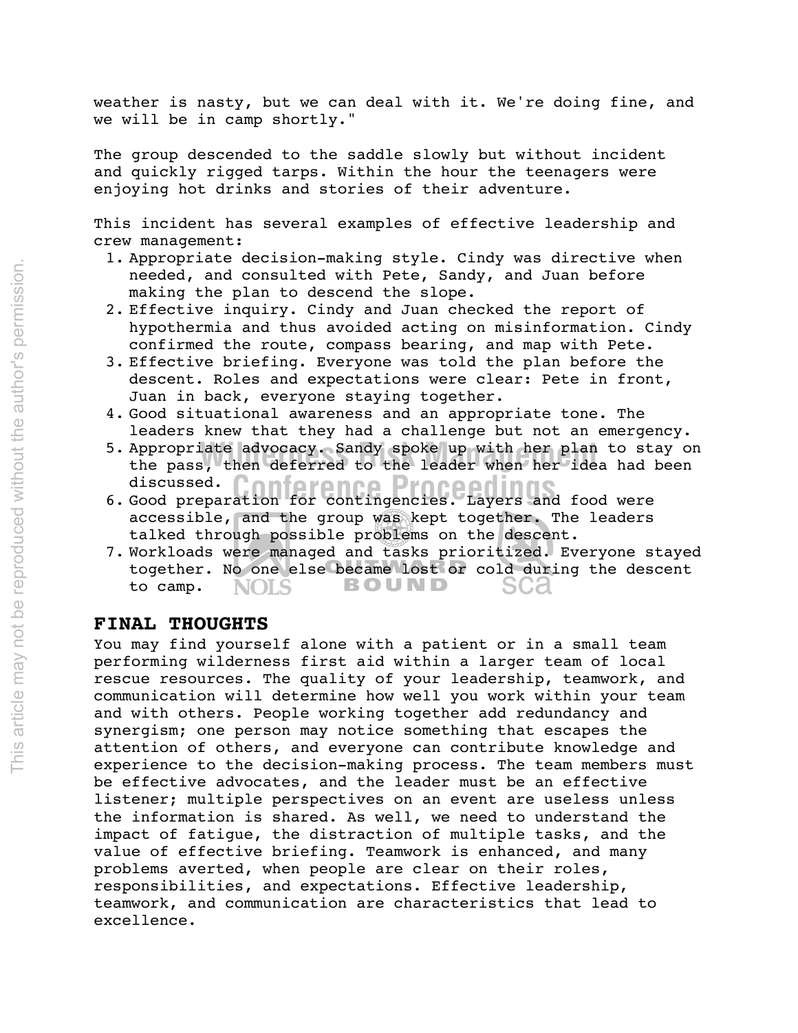weather is nasty, but we can deal with it. We're doing fine, and we will be in camp shortly."

The group descended to the saddle slowly but without incident and quickly rigged tarps. Within the hour the teenagers were enjoying hot drinks and stories of their adventure.

This incident has several examples of effective leadership and crew management:

1. Appropriate decision-making style. Cindy was directive when needed, and consulted with Pete, Sandy, and Juan before making the plan to descend the slope.
2. Effective inquiry. Cindy and Juan checked the report of hypothermia and thus avoided acting on misinformation. Cindy confirmed the route, compass bearing, and map with Pete.
3. Effective briefing. Everyone was told the plan before the descent. Roles and expectations were clear: Pete in front, Juan in back, everyone staying together.
4. Good situational awareness and an appropriate tone. The leaders knew that they had a challenge but not an emergency.
5. Appropriate advocacy. Sandy spoke up with her plan to stay on the pass, then deferred to the leader when her idea had been discussed.
6. Good preparation for contingencies. Layers and food were accessible, and the group was kept together. The leaders talked through possible problems on the descent.
7. Workloads were managed and tasks prioritized. Everyone stayed together. No one else became lost or cold during the descent to camp.

## FINAL THOUGHTS

You may find yourself alone with a patient or in a small team performing wilderness first aid within a larger team of local rescue resources. The quality of your leadership, teamwork, and communication will determine how well you work within your team and with others. People working together add redundancy and synergism; one person may notice something that escapes the attention of others, and everyone can contribute knowledge and experience to the decision-making process. The team members must be effective advocates, and the leader must be an effective listener; multiple perspectives on an event are useless unless the information is shared. As well, we need to understand the impact of fatigue, the distraction of multiple tasks, and the value of effective briefing. Teamwork is enhanced, and many problems averted, when people are clear on their roles, responsibilities, and expectations. Effective leadership, teamwork, and communication are characteristics that lead to excellence.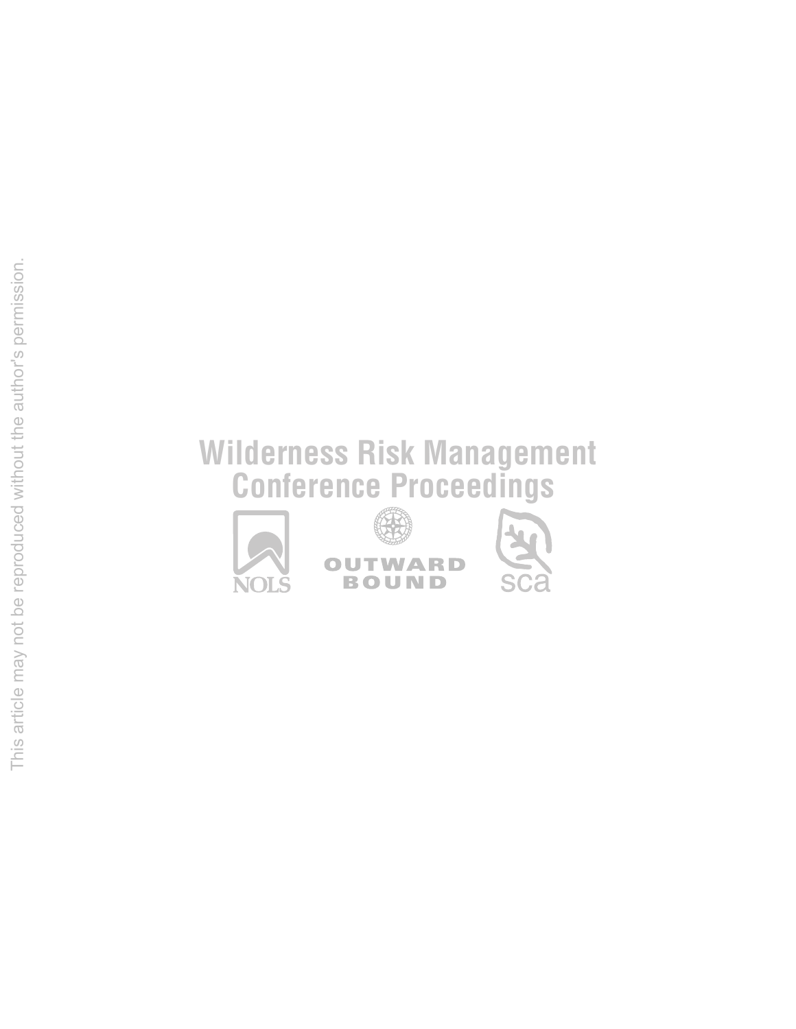This article may not be reproduced without the author's permission.

Wilderness Risk Management Conference Proceedings

NOLS

OUTWARD BOUND

sca